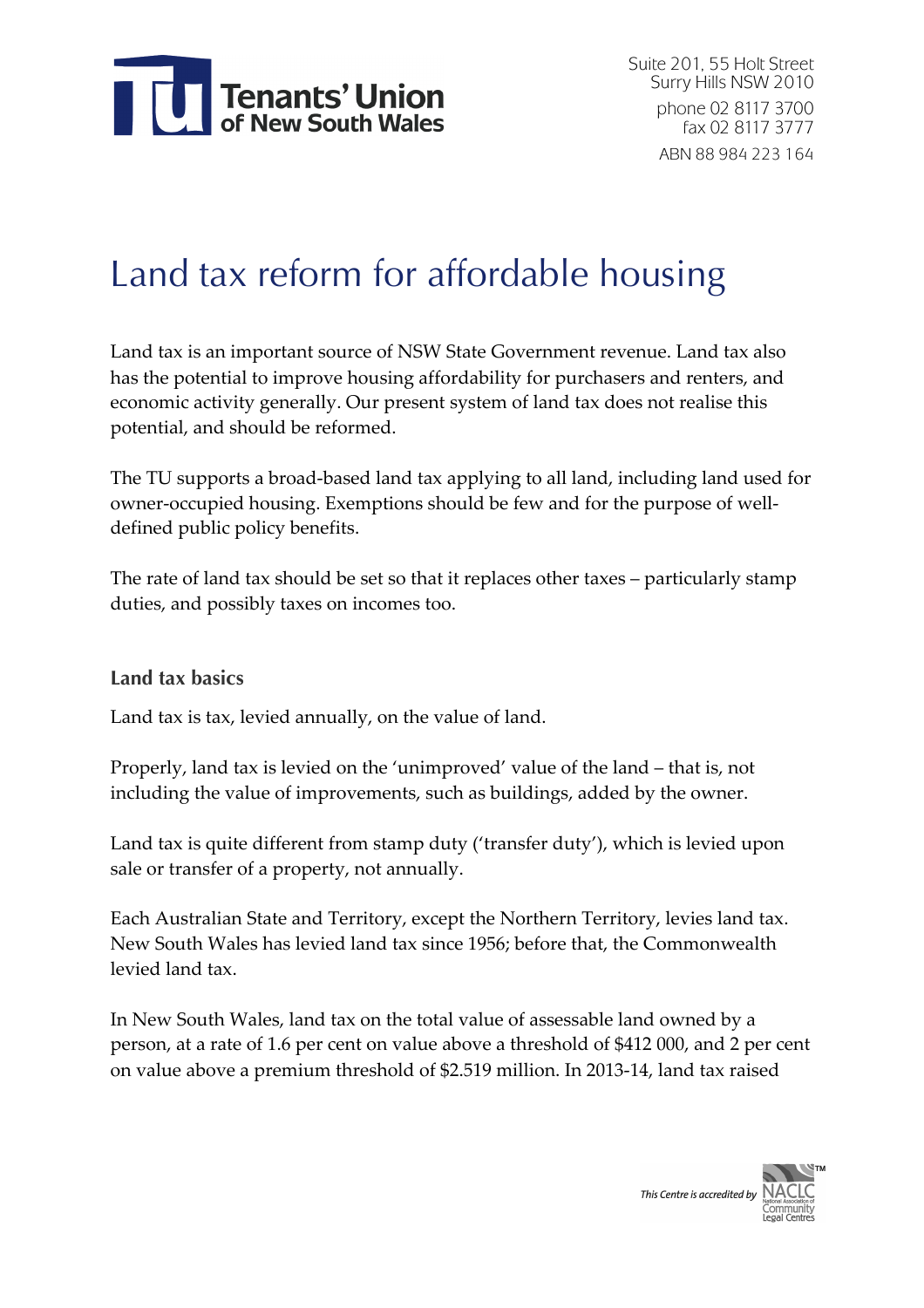Tenants' Union of New South Wales

Suite 201, 55 Holt Street
Surry Hills NSW 2010
phone 02 8117 3700
fax 02 8117 3777
ABN 88 984 223 164

# Land tax reform for affordable housing

Land tax is an important source of NSW State Government revenue. Land tax also has the potential to improve housing affordability for purchasers and renters, and economic activity generally. Our present system of land tax does not realise this potential, and should be reformed.

The TU supports a broad-based land tax applying to all land, including land used for owner-occupied housing. Exemptions should be few and for the purpose of well-defined public policy benefits.

The rate of land tax should be set so that it replaces other taxes – particularly stamp duties, and possibly taxes on incomes too.

## Land tax basics

Land tax is tax, levied annually, on the value of land.

Properly, land tax is levied on the 'unimproved' value of the land – that is, not including the value of improvements, such as buildings, added by the owner.

Land tax is quite different from stamp duty ('transfer duty'), which is levied upon sale or transfer of a property, not annually.

Each Australian State and Territory, except the Northern Territory, levies land tax. New South Wales has levied land tax since 1956; before that, the Commonwealth levied land tax.

In New South Wales, land tax on the total value of assessable land owned by a person, at a rate of 1.6 per cent on value above a threshold of $412 000, and 2 per cent on value above a premium threshold of $2.519 million. In 2013-14, land tax raised

This Centre is accredited by NACLC National Association of Community Legal Centres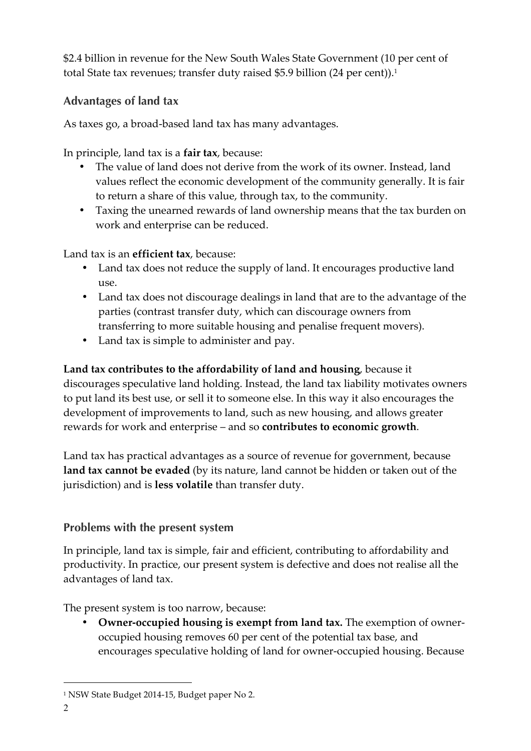$2.4 billion in revenue for the New South Wales State Government (10 per cent of total State tax revenues; transfer duty raised $5.9 billion (24 per cent)).[1]

## Advantages of land tax

As taxes go, a broad-based land tax has many advantages.

In principle, land tax is a **fair tax**, because:

- The value of land does not derive from the work of its owner. Instead, land values reflect the economic development of the community generally. It is fair to return a share of this value, through tax, to the community.
- Taxing the unearned rewards of land ownership means that the tax burden on work and enterprise can be reduced.

Land tax is an **efficient tax**, because:

- Land tax does not reduce the supply of land. It encourages productive land use.
- Land tax does not discourage dealings in land that are to the advantage of the parties (contrast transfer duty, which can discourage owners from transferring to more suitable housing and penalise frequent movers).
- Land tax is simple to administer and pay.

**Land tax contributes to the affordability of land and housing**, because it discourages speculative land holding. Instead, the land tax liability motivates owners to put land its best use, or sell it to someone else. In this way it also encourages the development of improvements to land, such as new housing, and allows greater rewards for work and enterprise – and so **contributes to economic growth**.

Land tax has practical advantages as a source of revenue for government, because **land tax cannot be evaded** (by its nature, land cannot be hidden or taken out of the jurisdiction) and is **less volatile** than transfer duty.

## Problems with the present system

In principle, land tax is simple, fair and efficient, contributing to affordability and productivity. In practice, our present system is defective and does not realise all the advantages of land tax.

The present system is too narrow, because:

- **Owner-occupied housing is exempt from land tax.** The exemption of owner-occupied housing removes 60 per cent of the potential tax base, and encourages speculative holding of land for owner-occupied housing. Because

[1] NSW State Budget 2014-15, Budget paper No 2.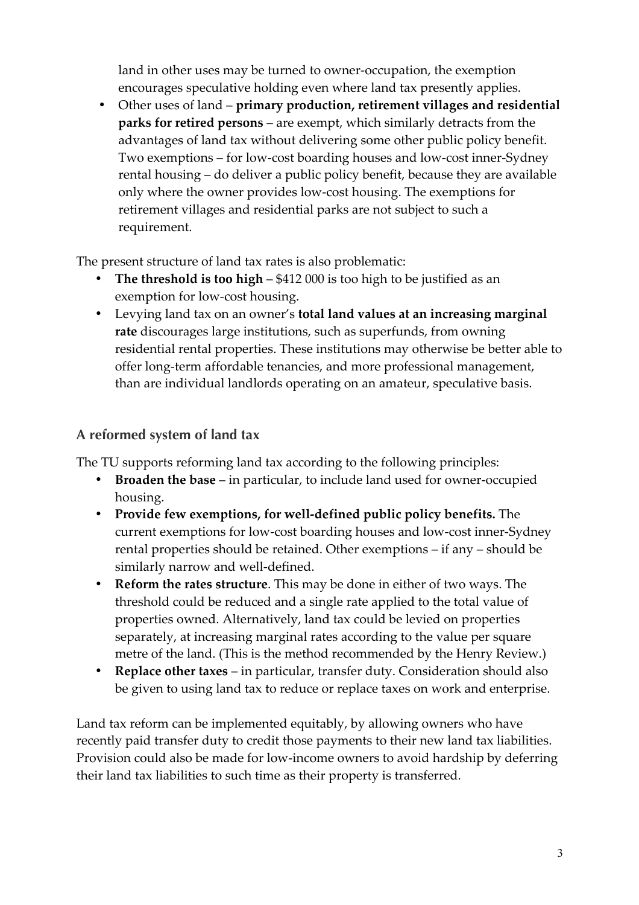land in other uses may be turned to owner-occupation, the exemption encourages speculative holding even where land tax presently applies.

- Other uses of land – **primary production, retirement villages and residential parks for retired persons** – are exempt, which similarly detracts from the advantages of land tax without delivering some other public policy benefit. Two exemptions – for low-cost boarding houses and low-cost inner-Sydney rental housing – do deliver a public policy benefit, because they are available only where the owner provides low-cost housing. The exemptions for retirement villages and residential parks are not subject to such a requirement.

The present structure of land tax rates is also problematic:

- **The threshold is too high** – $412 000 is too high to be justified as an exemption for low-cost housing.
- Levying land tax on an owner's **total land values at an increasing marginal rate** discourages large institutions, such as superfunds, from owning residential rental properties. These institutions may otherwise be better able to offer long-term affordable tenancies, and more professional management, than are individual landlords operating on an amateur, speculative basis.

## A reformed system of land tax

The TU supports reforming land tax according to the following principles:

- **Broaden the base** – in particular, to include land used for owner-occupied housing.
- **Provide few exemptions, for well-defined public policy benefits.** The current exemptions for low-cost boarding houses and low-cost inner-Sydney rental properties should be retained. Other exemptions – if any – should be similarly narrow and well-defined.
- **Reform the rates structure**. This may be done in either of two ways. The threshold could be reduced and a single rate applied to the total value of properties owned. Alternatively, land tax could be levied on properties separately, at increasing marginal rates according to the value per square metre of the land. (This is the method recommended by the Henry Review.)
- **Replace other taxes** – in particular, transfer duty. Consideration should also be given to using land tax to reduce or replace taxes on work and enterprise.

Land tax reform can be implemented equitably, by allowing owners who have recently paid transfer duty to credit those payments to their new land tax liabilities. Provision could also be made for low-income owners to avoid hardship by deferring their land tax liabilities to such time as their property is transferred.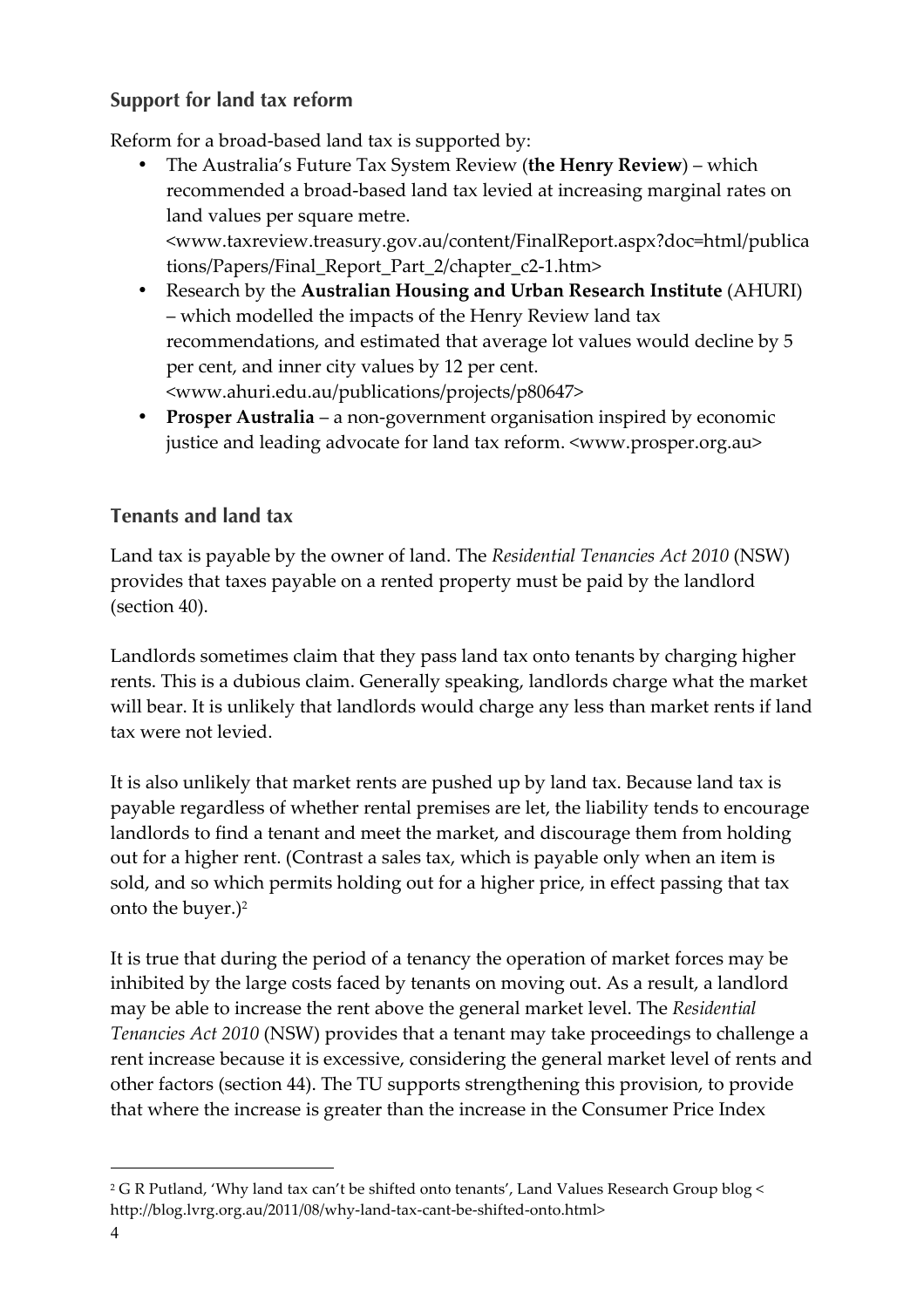### Support for land tax reform

Reform for a broad-based land tax is supported by:

- The Australia's Future Tax System Review (**the Henry Review**) – which recommended a broad-based land tax levied at increasing marginal rates on land values per square metre. <www.taxreview.treasury.gov.au/content/FinalReport.aspx?doc=html/publications/Papers/Final_Report_Part_2/chapter_c2-1.htm>
- Research by the **Australian Housing and Urban Research Institute** (AHURI) – which modelled the impacts of the Henry Review land tax recommendations, and estimated that average lot values would decline by 5 per cent, and inner city values by 12 per cent. <www.ahuri.edu.au/publications/projects/p80647>
- **Prosper Australia** – a non-government organisation inspired by economic justice and leading advocate for land tax reform. <www.prosper.org.au>

### Tenants and land tax

Land tax is payable by the owner of land. The *Residential Tenancies Act 2010* (NSW) provides that taxes payable on a rented property must be paid by the landlord (section 40).

Landlords sometimes claim that they pass land tax onto tenants by charging higher rents. This is a dubious claim. Generally speaking, landlords charge what the market will bear. It is unlikely that landlords would charge any less than market rents if land tax were not levied.

It is also unlikely that market rents are pushed up by land tax. Because land tax is payable regardless of whether rental premises are let, the liability tends to encourage landlords to find a tenant and meet the market, and discourage them from holding out for a higher rent. (Contrast a sales tax, which is payable only when an item is sold, and so which permits holding out for a higher price, in effect passing that tax onto the buyer.)[2]

It is true that during the period of a tenancy the operation of market forces may be inhibited by the large costs faced by tenants on moving out. As a result, a landlord may be able to increase the rent above the general market level. The *Residential Tenancies Act 2010* (NSW) provides that a tenant may take proceedings to challenge a rent increase because it is excessive, considering the general market level of rents and other factors (section 44). The TU supports strengthening this provision, to provide that where the increase is greater than the increase in the Consumer Price Index

[2] G R Putland, 'Why land tax can't be shifted onto tenants', Land Values Research Group blog < http://blog.lvrg.org.au/2011/08/why-land-tax-cant-be-shifted-onto.html>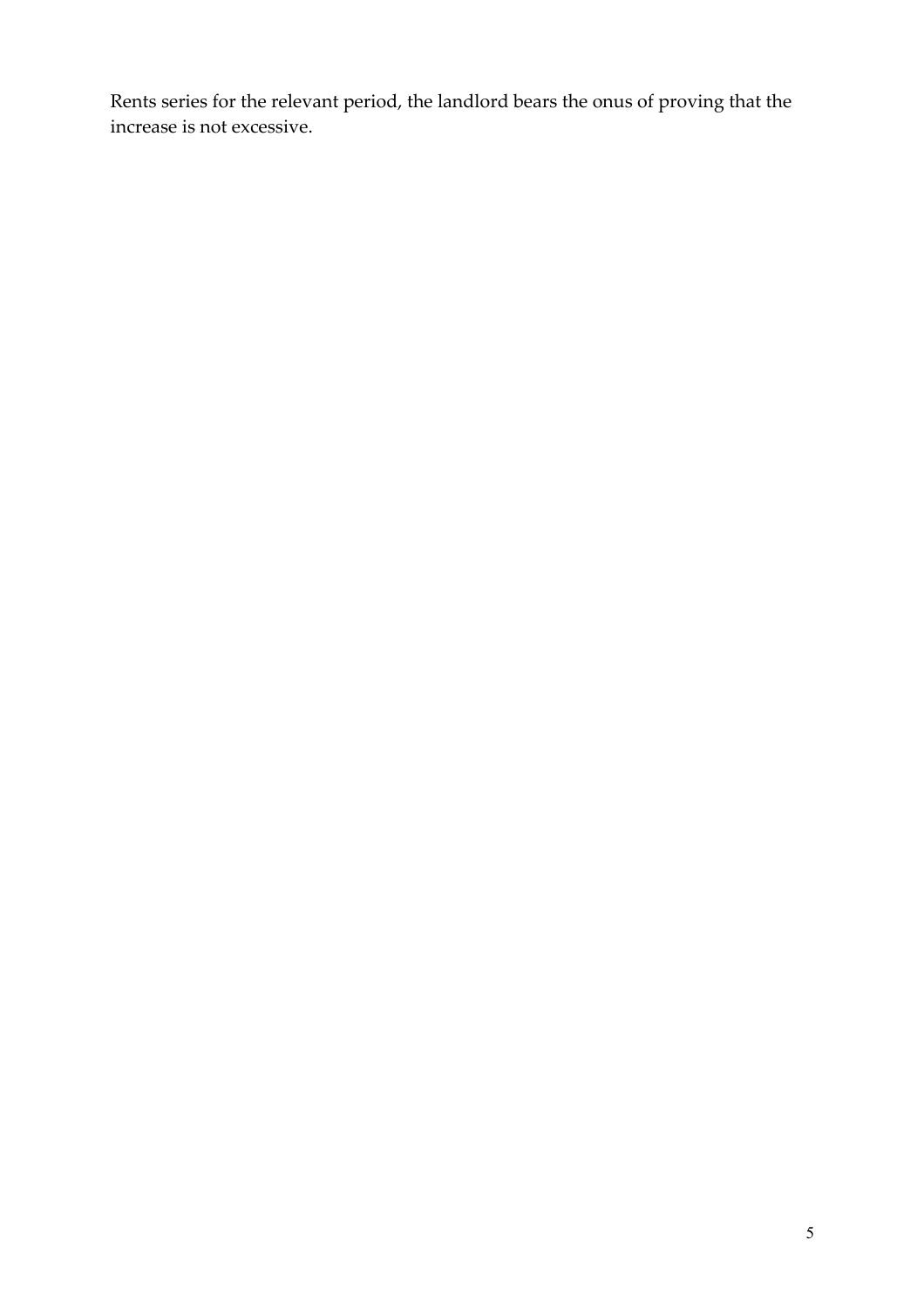Rents series for the relevant period, the landlord bears the onus of proving that the increase is not excessive.